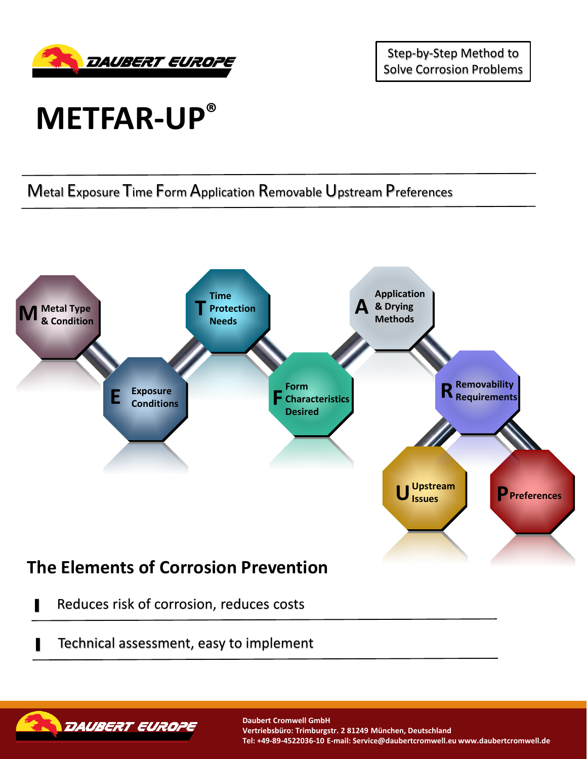DAUBERT EUROPE

Step-by-Step Method to Solve Corrosion Problems

# METFAR-UP®

Metal Exposure Time Form Application Removable Upstream Preferences

- **M** Metal Type & Condition
- **E** Exposure Conditions
- **T** Time Protection Needs
- **F** Form Characteristics Desired
- **A** Application & Drying Methods
- **R** Removability Requirements
- **U** Upstream Issues
- **P** Preferences

## The Elements of Corrosion Prevention

- Reduces risk of corrosion, reduces costs
- Technical assessment, easy to implement

DAUBERT EUROPE

**Daubert Cromwell GmbH**
**Vertriebsbüro: Trimburgstr. 2 81249 München, Deutschland**
**Tel: +49-89-4522036-10 E-mail: Service@daubertcromwell.eu www.daubertcromwell.de**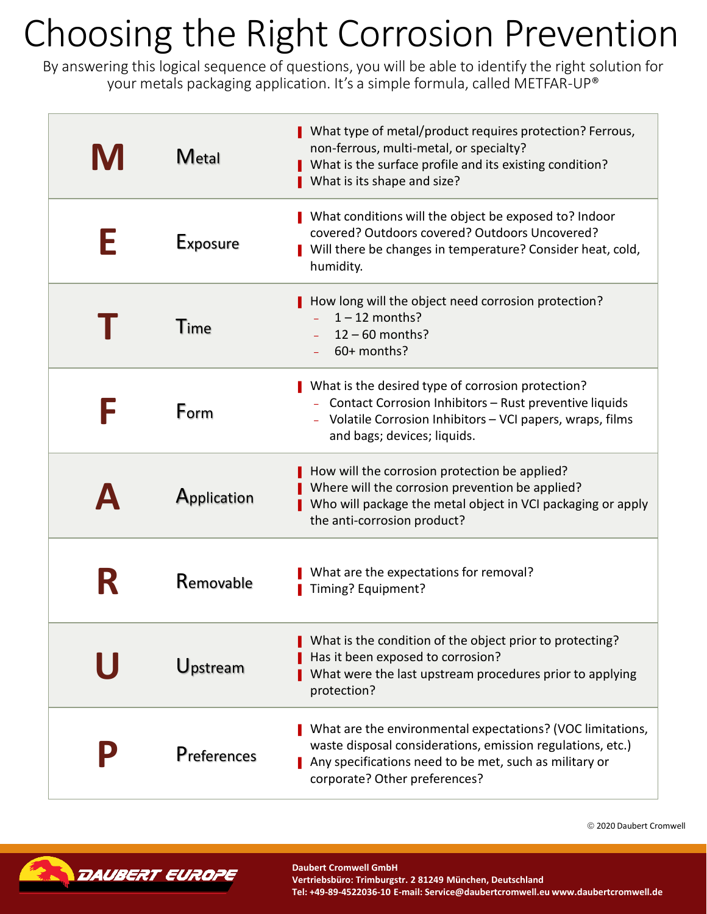# Choosing the Right Corrosion Prevention

By answering this logical sequence of questions, you will be able to identify the right solution for your metals packaging application. It's a simple formula, called METFAR-UP®

| | | |
|---|---|---|
| **M** | Metal | What type of metal/product requires protection? Ferrous, non-ferrous, multi-metal, or specialty?<br>What is the surface profile and its existing condition?<br>What is its shape and size? |
| **E** | Exposure | What conditions will the object be exposed to? Indoor covered? Outdoors covered? Outdoors Uncovered?<br>Will there be changes in temperature? Consider heat, cold, humidity. |
| **T** | Time | How long will the object need corrosion protection?<br>– 1 – 12 months?<br>– 12 – 60 months?<br>– 60+ months? |
| **F** | Form | What is the desired type of corrosion protection?<br>– Contact Corrosion Inhibitors – Rust preventive liquids<br>– Volatile Corrosion Inhibitors – VCI papers, wraps, films and bags; devices; liquids. |
| **A** | Application | How will the corrosion protection be applied?<br>Where will the corrosion prevention be applied?<br>Who will package the metal object in VCI packaging or apply the anti-corrosion product? |
| **R** | Removable | What are the expectations for removal?<br>Timing? Equipment? |
| **U** | Upstream | What is the condition of the object prior to protecting?<br>Has it been exposed to corrosion?<br>What were the last upstream procedures prior to applying protection? |
| **P** | Preferences | What are the environmental expectations? (VOC limitations, waste disposal considerations, emission regulations, etc.)<br>Any specifications need to be met, such as military or corporate? Other preferences? |

© 2020 Daubert Cromwell

DAUBERT EUROPE

**Daubert Cromwell GmbH**
**Vertriebsbüro: Trimburgstr. 2 81249 München, Deutschland**
**Tel: +49-89-4522036-10 E-mail: Service@daubertcromwell.eu www.daubertcromwell.de**